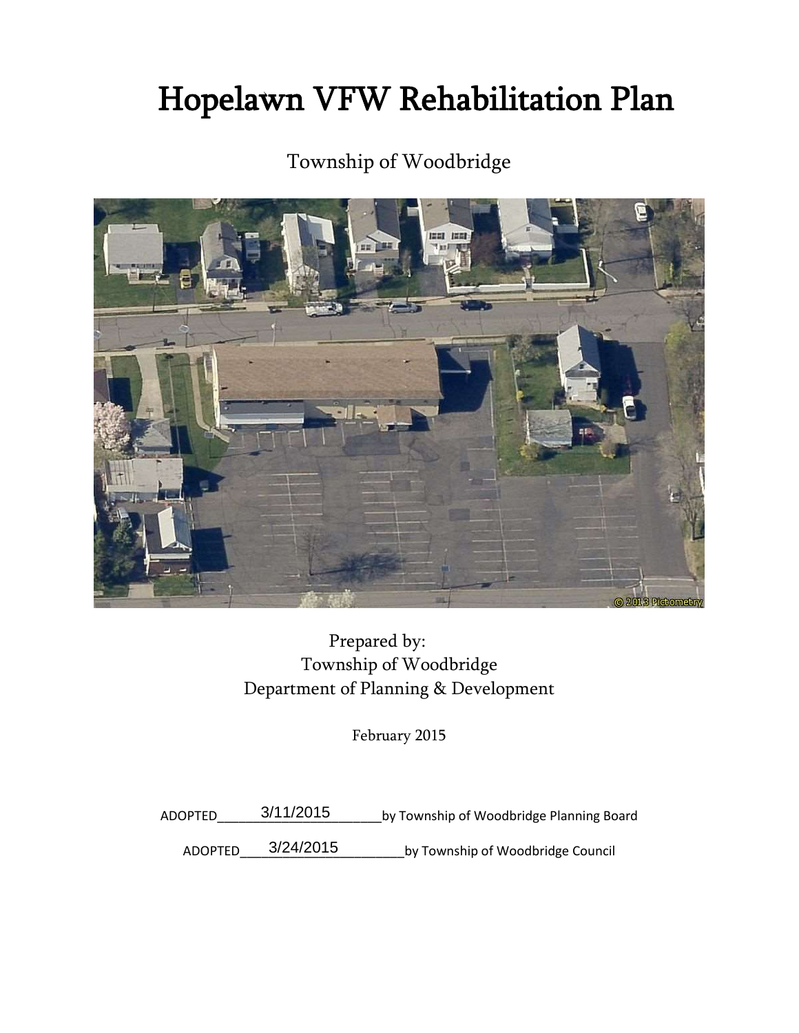# Hopelawn VFW Rehabilitation Plan

Township of Woodbridge

Prepared by:
Township of Woodbridge
Department of Planning & Development

February 2015

ADOPTED 3/11/2015 by Township of Woodbridge Planning Board

ADOPTED 3/24/2015 by Township of Woodbridge Council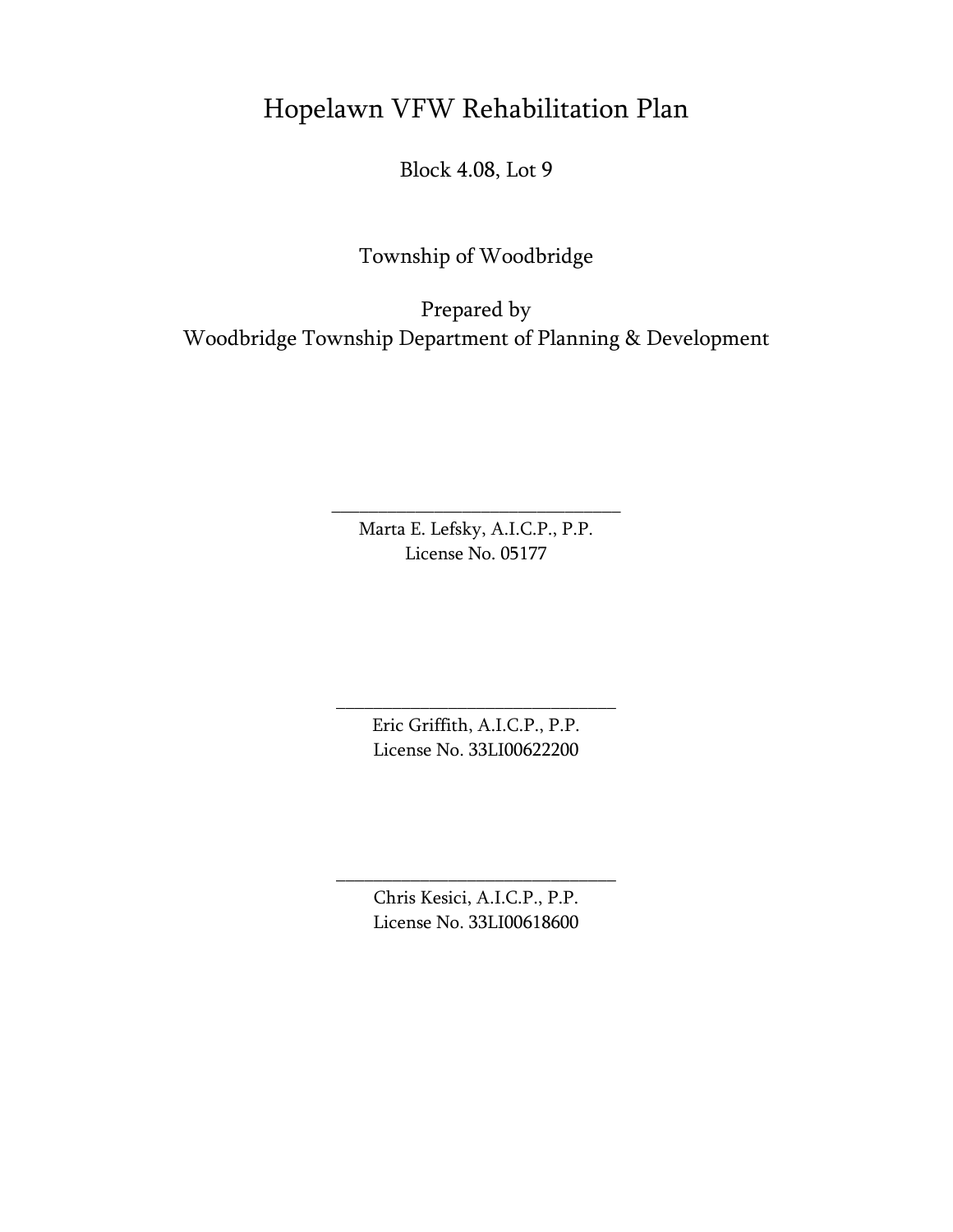# Hopelawn VFW Rehabilitation Plan

Block 4.08, Lot 9

Township of Woodbridge

Prepared by
Woodbridge Township Department of Planning & Development

________________________________
Marta E. Lefsky, A.I.C.P., P.P.
License No. 05177

________________________________
Eric Griffith, A.I.C.P., P.P.
License No. 33LI00622200

________________________________
Chris Kesici, A.I.C.P., P.P.
License No. 33LI00618600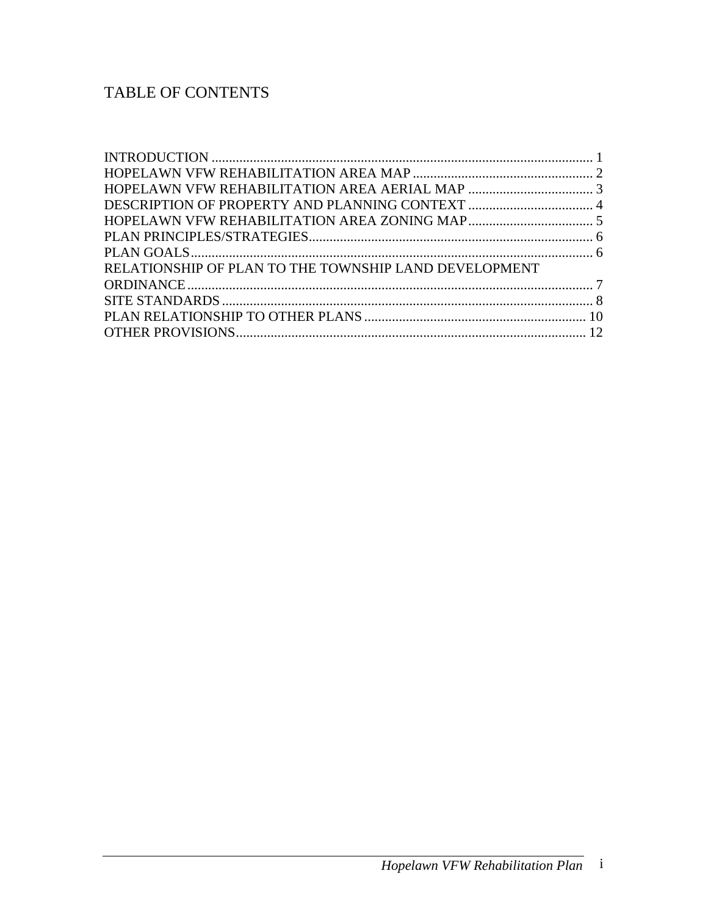# TABLE OF CONTENTS

INTRODUCTION ........................................................................................................... 1
HOPELAWN VFW REHABILITATION AREA MAP .................................................... 2
HOPELAWN VFW REHABILITATION AREA AERIAL MAP .................................... 3
DESCRIPTION OF PROPERTY AND PLANNING CONTEXT .................................... 4
HOPELAWN VFW REHABILITATION AREA ZONING MAP .................................... 5
PLAN PRINCIPLES/STRATEGIES .................................................................................. 6
PLAN GOALS .................................................................................................................... 6
RELATIONSHIP OF PLAN TO THE TOWNSHIP LAND DEVELOPMENT ORDINANCE ..................................................................................................................... 7
SITE STANDARDS ........................................................................................................... 8
PLAN RELATIONSHIP TO OTHER PLANS ................................................................ 10
OTHER PROVISIONS ..................................................................................................... 12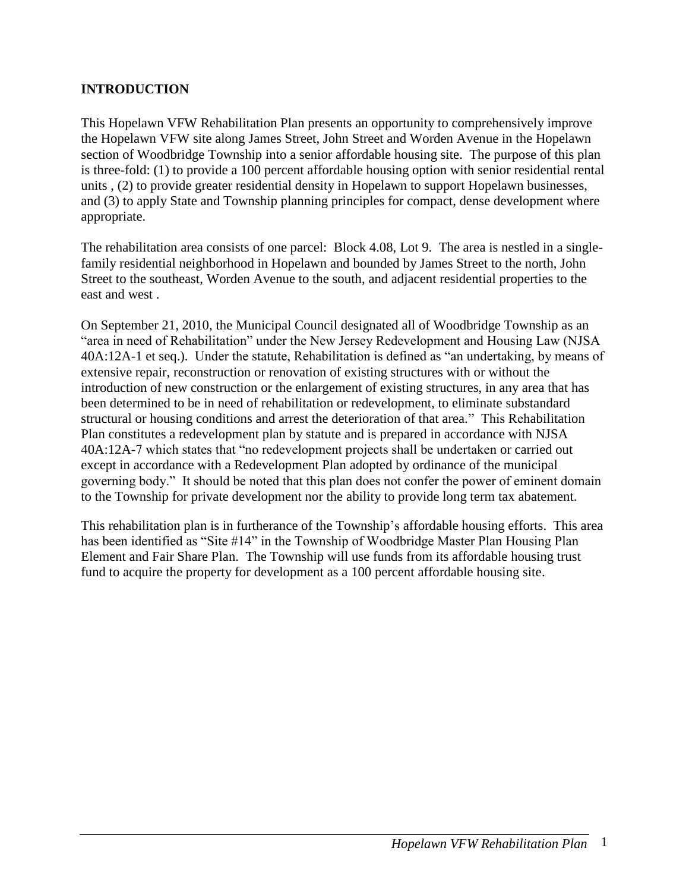## INTRODUCTION

This Hopelawn VFW Rehabilitation Plan presents an opportunity to comprehensively improve the Hopelawn VFW site along James Street, John Street and Worden Avenue in the Hopelawn section of Woodbridge Township into a senior affordable housing site. The purpose of this plan is three-fold: (1) to provide a 100 percent affordable housing option with senior residential rental units , (2) to provide greater residential density in Hopelawn to support Hopelawn businesses, and (3) to apply State and Township planning principles for compact, dense development where appropriate.

The rehabilitation area consists of one parcel: Block 4.08, Lot 9. The area is nestled in a single-family residential neighborhood in Hopelawn and bounded by James Street to the north, John Street to the southeast, Worden Avenue to the south, and adjacent residential properties to the east and west .

On September 21, 2010, the Municipal Council designated all of Woodbridge Township as an "area in need of Rehabilitation" under the New Jersey Redevelopment and Housing Law (NJSA 40A:12A-1 et seq.). Under the statute, Rehabilitation is defined as "an undertaking, by means of extensive repair, reconstruction or renovation of existing structures with or without the introduction of new construction or the enlargement of existing structures, in any area that has been determined to be in need of rehabilitation or redevelopment, to eliminate substandard structural or housing conditions and arrest the deterioration of that area." This Rehabilitation Plan constitutes a redevelopment plan by statute and is prepared in accordance with NJSA 40A:12A-7 which states that "no redevelopment projects shall be undertaken or carried out except in accordance with a Redevelopment Plan adopted by ordinance of the municipal governing body." It should be noted that this plan does not confer the power of eminent domain to the Township for private development nor the ability to provide long term tax abatement.

This rehabilitation plan is in furtherance of the Township's affordable housing efforts. This area has been identified as "Site #14" in the Township of Woodbridge Master Plan Housing Plan Element and Fair Share Plan. The Township will use funds from its affordable housing trust fund to acquire the property for development as a 100 percent affordable housing site.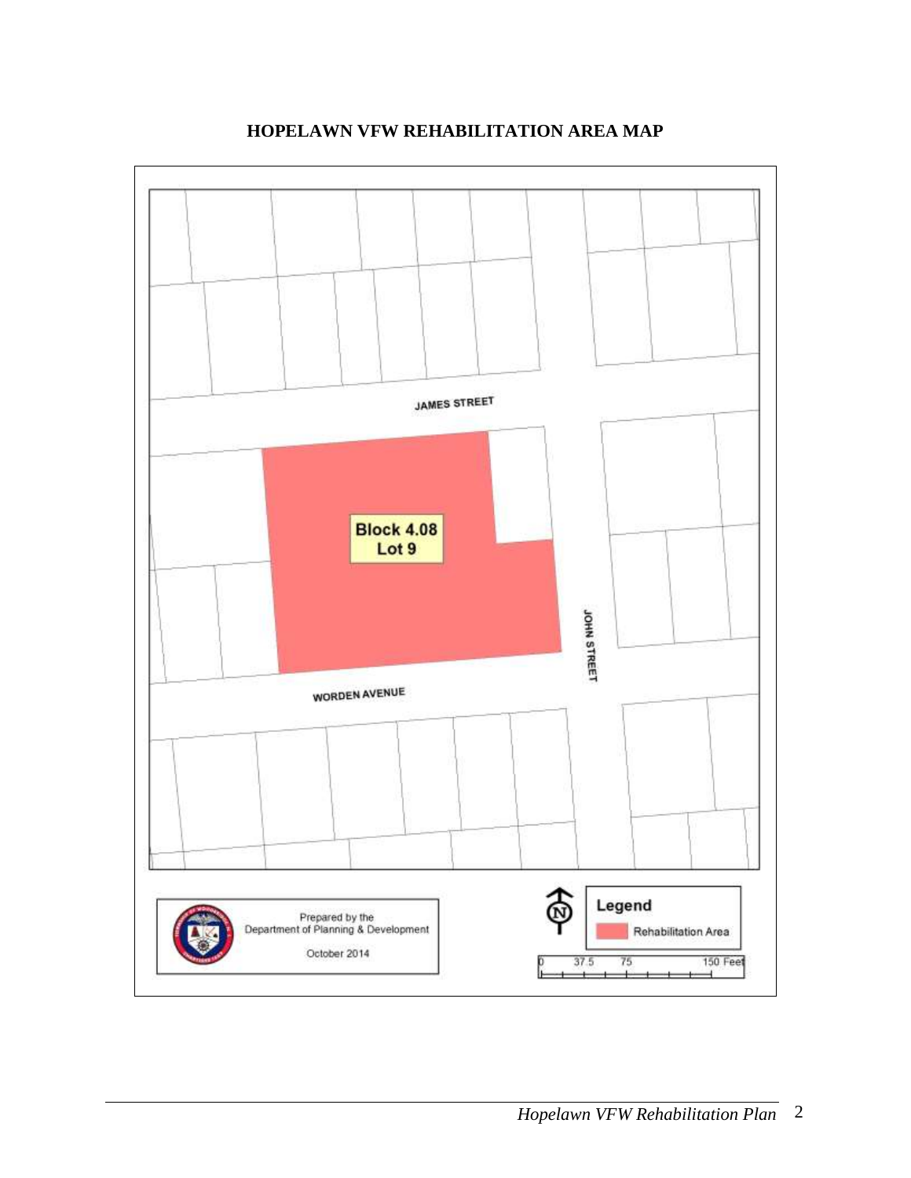**HOPELAWN VFW REHABILITATION AREA MAP**

JAMES STREET

Block 4.08
Lot 9

JOHN STREET

WORDEN AVENUE

Prepared by the
Department of Planning & Development

October 2014

Legend

Rehabilitation Area

0 37.5 75 150 Feet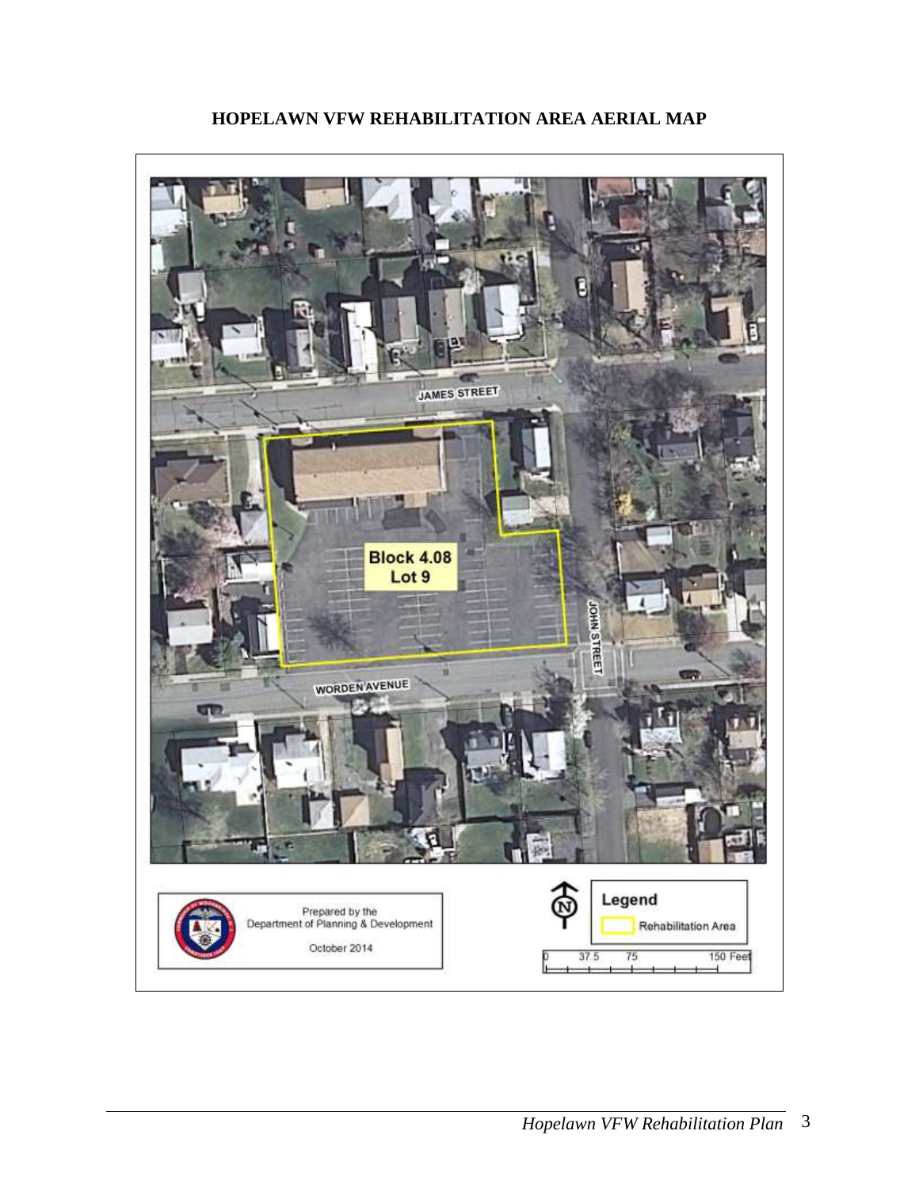# HOPELAWN VFW REHABILITATION AREA AERIAL MAP

JAMES STREET

Block 4.08
Lot 9

JOHN STREET

WORDEN AVENUE

Prepared by the
Department of Planning & Development

October 2014

Legend

Rehabilitation Area

0 37.5 75 150 Feet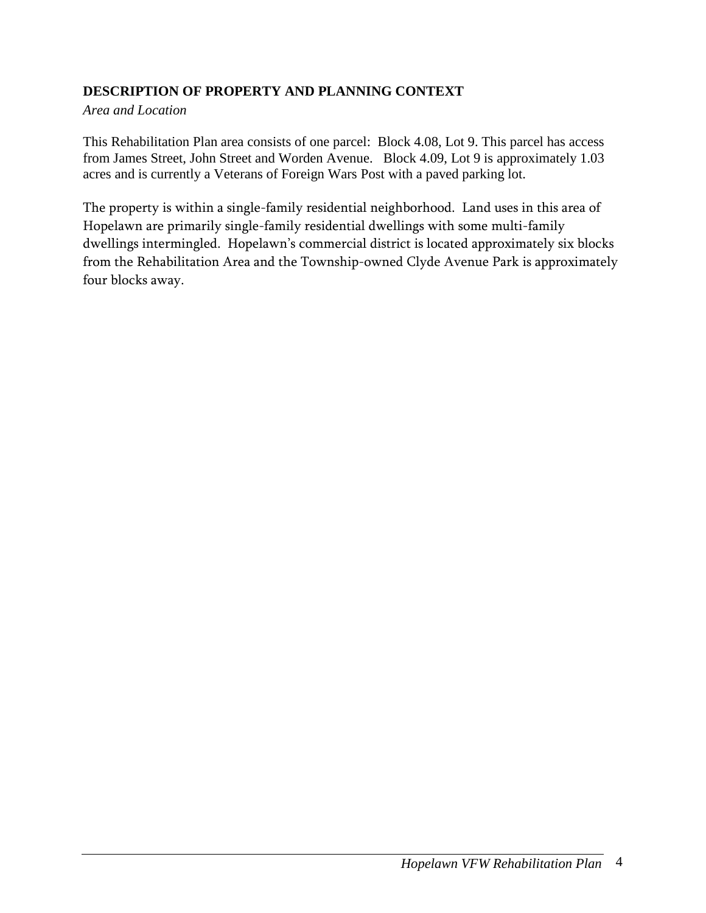**DESCRIPTION OF PROPERTY AND PLANNING CONTEXT**

*Area and Location*

This Rehabilitation Plan area consists of one parcel: Block 4.08, Lot 9. This parcel has access from James Street, John Street and Worden Avenue. Block 4.09, Lot 9 is approximately 1.03 acres and is currently a Veterans of Foreign Wars Post with a paved parking lot.

The property is within a single-family residential neighborhood. Land uses in this area of Hopelawn are primarily single-family residential dwellings with some multi-family dwellings intermingled. Hopelawn's commercial district is located approximately six blocks from the Rehabilitation Area and the Township-owned Clyde Avenue Park is approximately four blocks away.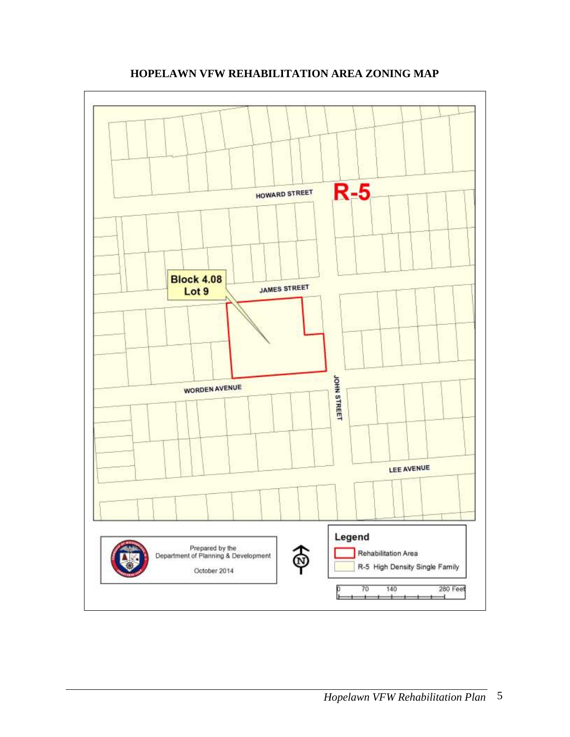# HOPELAWN VFW REHABILITATION AREA ZONING MAP

R-5

HOWARD STREET

JAMES STREET

Block 4.08
Lot 9

WORDEN AVENUE

JOHN STREET

LEE AVENUE

Prepared by the
Department of Planning & Development

October 2014

**Legend**

Rehabilitation Area

R-5 High Density Single Family

0 70 140 280 Feet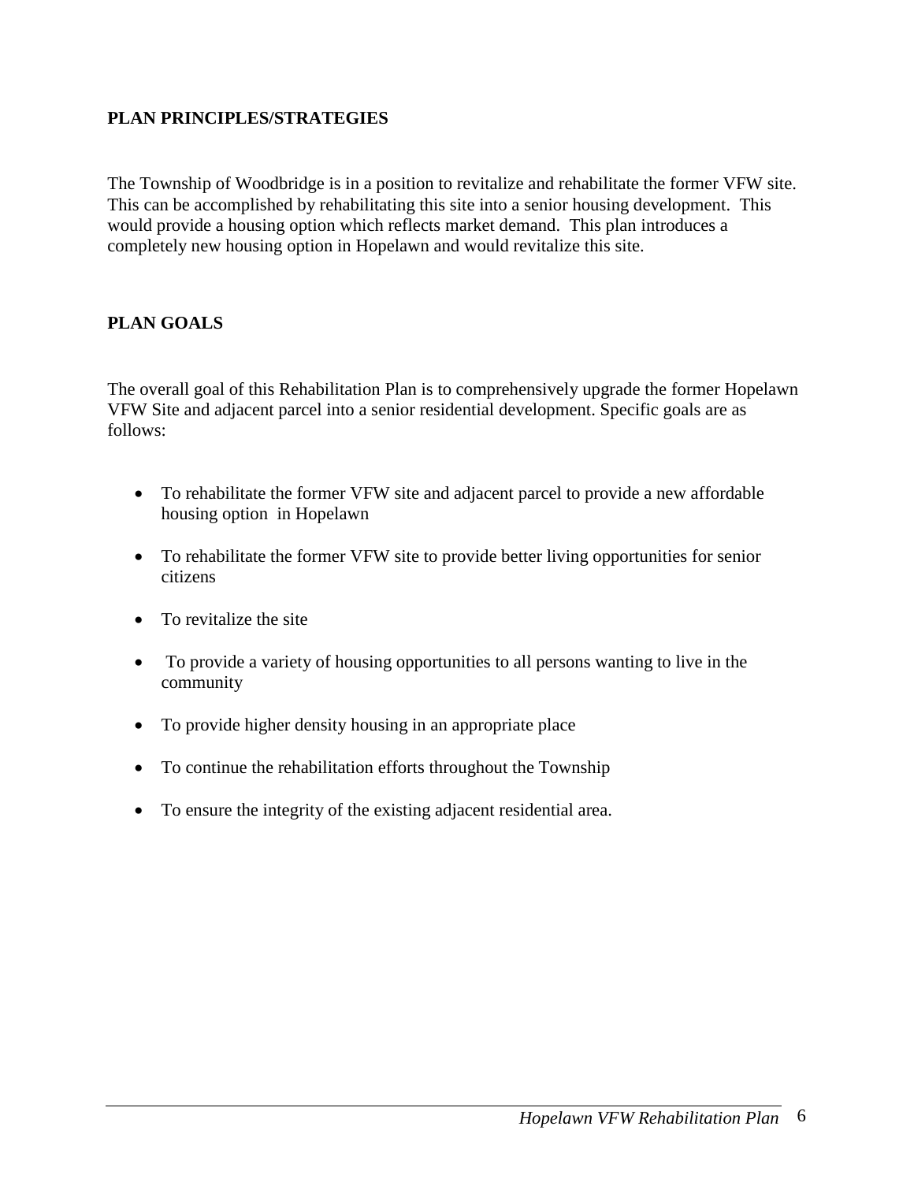## PLAN PRINCIPLES/STRATEGIES

The Township of Woodbridge is in a position to revitalize and rehabilitate the former VFW site. This can be accomplished by rehabilitating this site into a senior housing development. This would provide a housing option which reflects market demand. This plan introduces a completely new housing option in Hopelawn and would revitalize this site.

## PLAN GOALS

The overall goal of this Rehabilitation Plan is to comprehensively upgrade the former Hopelawn VFW Site and adjacent parcel into a senior residential development. Specific goals are as follows:

- To rehabilitate the former VFW site and adjacent parcel to provide a new affordable housing option in Hopelawn
- To rehabilitate the former VFW site to provide better living opportunities for senior citizens
- To revitalize the site
- To provide a variety of housing opportunities to all persons wanting to live in the community
- To provide higher density housing in an appropriate place
- To continue the rehabilitation efforts throughout the Township
- To ensure the integrity of the existing adjacent residential area.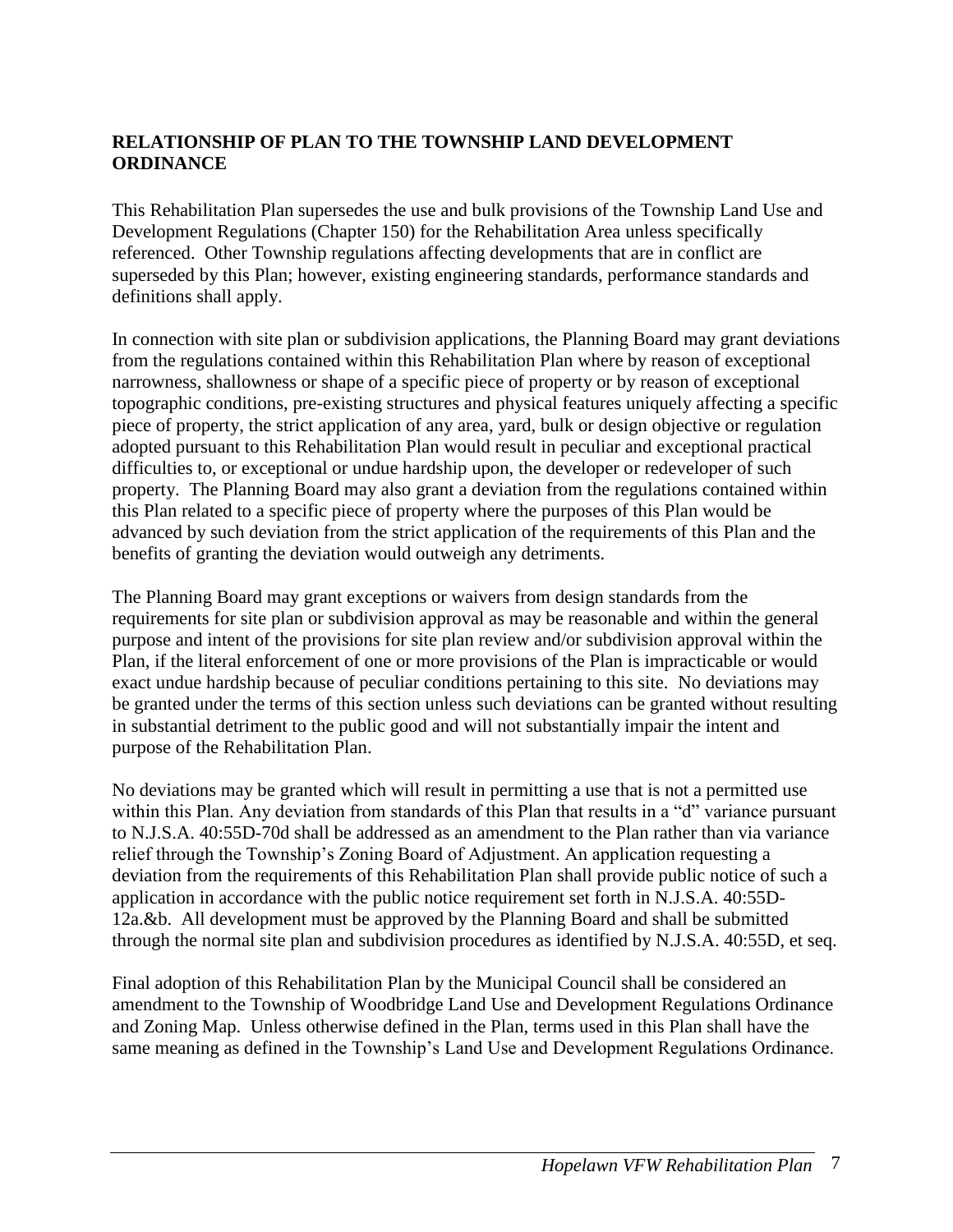## RELATIONSHIP OF PLAN TO THE TOWNSHIP LAND DEVELOPMENT ORDINANCE

This Rehabilitation Plan supersedes the use and bulk provisions of the Township Land Use and Development Regulations (Chapter 150) for the Rehabilitation Area unless specifically referenced. Other Township regulations affecting developments that are in conflict are superseded by this Plan; however, existing engineering standards, performance standards and definitions shall apply.

In connection with site plan or subdivision applications, the Planning Board may grant deviations from the regulations contained within this Rehabilitation Plan where by reason of exceptional narrowness, shallowness or shape of a specific piece of property or by reason of exceptional topographic conditions, pre-existing structures and physical features uniquely affecting a specific piece of property, the strict application of any area, yard, bulk or design objective or regulation adopted pursuant to this Rehabilitation Plan would result in peculiar and exceptional practical difficulties to, or exceptional or undue hardship upon, the developer or redeveloper of such property. The Planning Board may also grant a deviation from the regulations contained within this Plan related to a specific piece of property where the purposes of this Plan would be advanced by such deviation from the strict application of the requirements of this Plan and the benefits of granting the deviation would outweigh any detriments.

The Planning Board may grant exceptions or waivers from design standards from the requirements for site plan or subdivision approval as may be reasonable and within the general purpose and intent of the provisions for site plan review and/or subdivision approval within the Plan, if the literal enforcement of one or more provisions of the Plan is impracticable or would exact undue hardship because of peculiar conditions pertaining to this site. No deviations may be granted under the terms of this section unless such deviations can be granted without resulting in substantial detriment to the public good and will not substantially impair the intent and purpose of the Rehabilitation Plan.

No deviations may be granted which will result in permitting a use that is not a permitted use within this Plan. Any deviation from standards of this Plan that results in a "d" variance pursuant to N.J.S.A. 40:55D-70d shall be addressed as an amendment to the Plan rather than via variance relief through the Township's Zoning Board of Adjustment. An application requesting a deviation from the requirements of this Rehabilitation Plan shall provide public notice of such a application in accordance with the public notice requirement set forth in N.J.S.A. 40:55D-12a.&b. All development must be approved by the Planning Board and shall be submitted through the normal site plan and subdivision procedures as identified by N.J.S.A. 40:55D, et seq.

Final adoption of this Rehabilitation Plan by the Municipal Council shall be considered an amendment to the Township of Woodbridge Land Use and Development Regulations Ordinance and Zoning Map. Unless otherwise defined in the Plan, terms used in this Plan shall have the same meaning as defined in the Township's Land Use and Development Regulations Ordinance.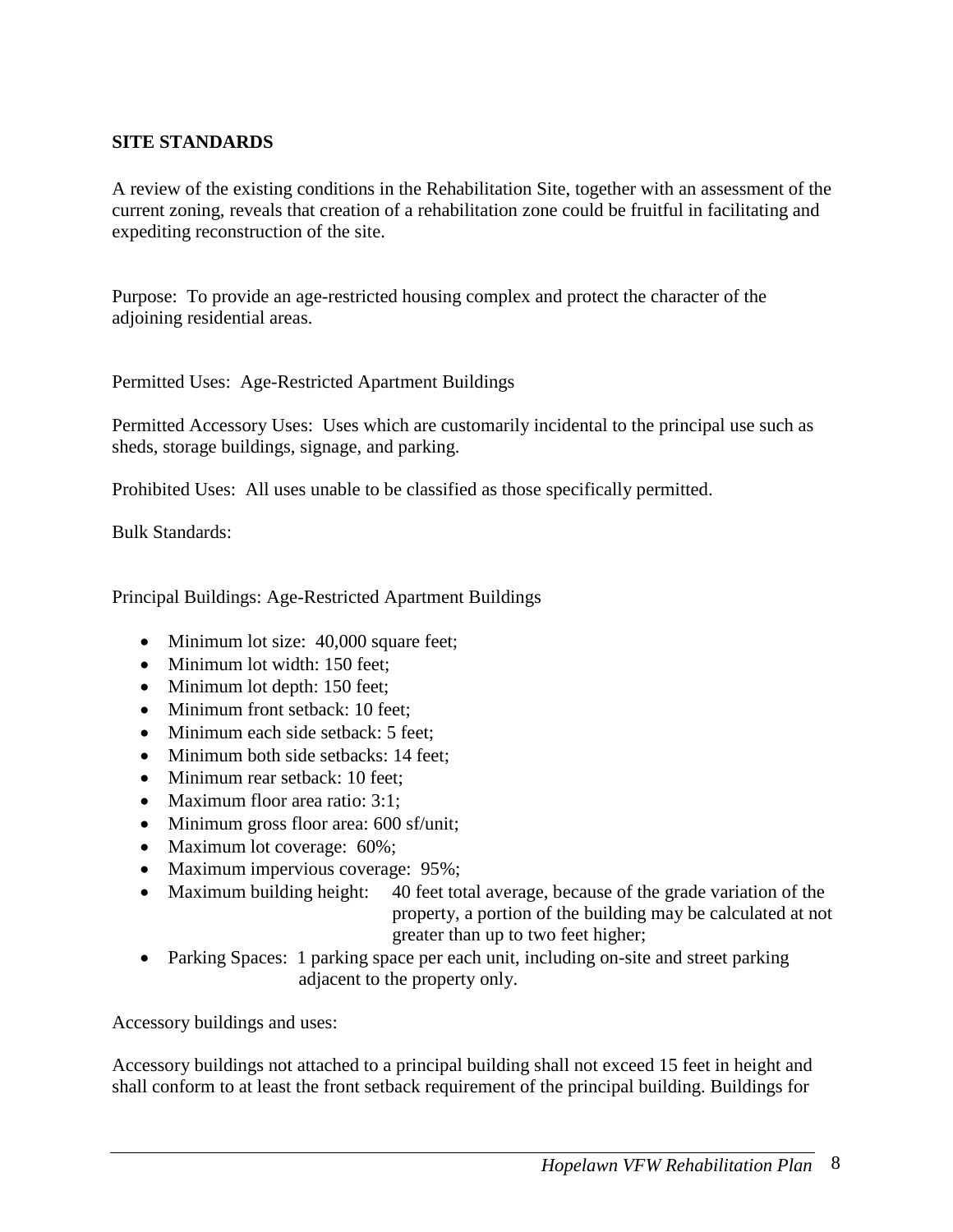## SITE STANDARDS

A review of the existing conditions in the Rehabilitation Site, together with an assessment of the current zoning, reveals that creation of a rehabilitation zone could be fruitful in facilitating and expediting reconstruction of the site.

Purpose: To provide an age-restricted housing complex and protect the character of the adjoining residential areas.

Permitted Uses: Age-Restricted Apartment Buildings

Permitted Accessory Uses: Uses which are customarily incidental to the principal use such as sheds, storage buildings, signage, and parking.

Prohibited Uses: All uses unable to be classified as those specifically permitted.

Bulk Standards:

Principal Buildings: Age-Restricted Apartment Buildings

- Minimum lot size: 40,000 square feet;
- Minimum lot width: 150 feet;
- Minimum lot depth: 150 feet;
- Minimum front setback: 10 feet;
- Minimum each side setback: 5 feet;
- Minimum both side setbacks: 14 feet;
- Minimum rear setback: 10 feet;
- Maximum floor area ratio: 3:1;
- Minimum gross floor area: 600 sf/unit;
- Maximum lot coverage: 60%;
- Maximum impervious coverage: 95%;
- Maximum building height: 40 feet total average, because of the grade variation of the property, a portion of the building may be calculated at not greater than up to two feet higher;
- Parking Spaces: 1 parking space per each unit, including on-site and street parking adjacent to the property only.

Accessory buildings and uses:

Accessory buildings not attached to a principal building shall not exceed 15 feet in height and shall conform to at least the front setback requirement of the principal building. Buildings for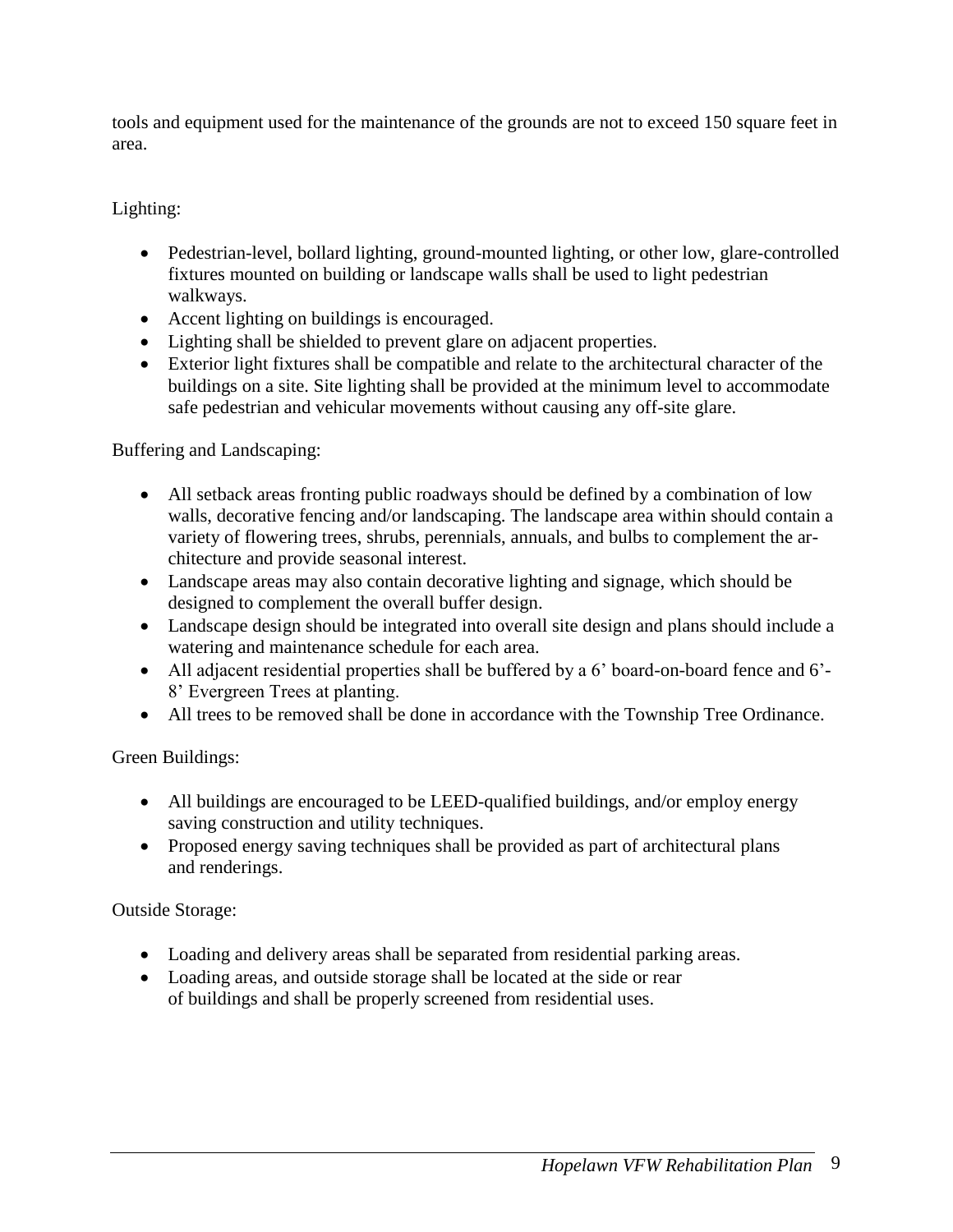tools and equipment used for the maintenance of the grounds are not to exceed 150 square feet in area.

Lighting:

- Pedestrian-level, bollard lighting, ground-mounted lighting, or other low, glare-controlled fixtures mounted on building or landscape walls shall be used to light pedestrian walkways.
- Accent lighting on buildings is encouraged.
- Lighting shall be shielded to prevent glare on adjacent properties.
- Exterior light fixtures shall be compatible and relate to the architectural character of the buildings on a site. Site lighting shall be provided at the minimum level to accommodate safe pedestrian and vehicular movements without causing any off-site glare.

Buffering and Landscaping:

- All setback areas fronting public roadways should be defined by a combination of low walls, decorative fencing and/or landscaping. The landscape area within should contain a variety of flowering trees, shrubs, perennials, annuals, and bulbs to complement the architecture and provide seasonal interest.
- Landscape areas may also contain decorative lighting and signage, which should be designed to complement the overall buffer design.
- Landscape design should be integrated into overall site design and plans should include a watering and maintenance schedule for each area.
- All adjacent residential properties shall be buffered by a 6' board-on-board fence and 6'-8' Evergreen Trees at planting.
- All trees to be removed shall be done in accordance with the Township Tree Ordinance.

Green Buildings:

- All buildings are encouraged to be LEED-qualified buildings, and/or employ energy saving construction and utility techniques.
- Proposed energy saving techniques shall be provided as part of architectural plans and renderings.

Outside Storage:

- Loading and delivery areas shall be separated from residential parking areas.
- Loading areas, and outside storage shall be located at the side or rear of buildings and shall be properly screened from residential uses.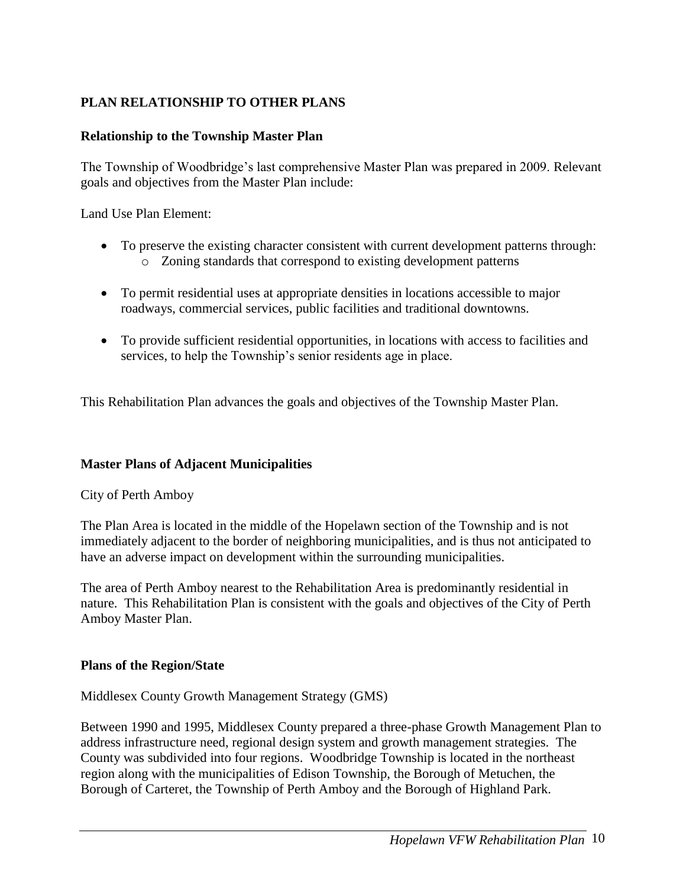## PLAN RELATIONSHIP TO OTHER PLANS

### Relationship to the Township Master Plan

The Township of Woodbridge's last comprehensive Master Plan was prepared in 2009. Relevant goals and objectives from the Master Plan include:

Land Use Plan Element:

- To preserve the existing character consistent with current development patterns through:
    - Zoning standards that correspond to existing development patterns
- To permit residential uses at appropriate densities in locations accessible to major roadways, commercial services, public facilities and traditional downtowns.
- To provide sufficient residential opportunities, in locations with access to facilities and services, to help the Township's senior residents age in place.

This Rehabilitation Plan advances the goals and objectives of the Township Master Plan.

### Master Plans of Adjacent Municipalities

City of Perth Amboy

The Plan Area is located in the middle of the Hopelawn section of the Township and is not immediately adjacent to the border of neighboring municipalities, and is thus not anticipated to have an adverse impact on development within the surrounding municipalities.

The area of Perth Amboy nearest to the Rehabilitation Area is predominantly residential in nature. This Rehabilitation Plan is consistent with the goals and objectives of the City of Perth Amboy Master Plan.

### Plans of the Region/State

Middlesex County Growth Management Strategy (GMS)

Between 1990 and 1995, Middlesex County prepared a three-phase Growth Management Plan to address infrastructure need, regional design system and growth management strategies. The County was subdivided into four regions. Woodbridge Township is located in the northeast region along with the municipalities of Edison Township, the Borough of Metuchen, the Borough of Carteret, the Township of Perth Amboy and the Borough of Highland Park.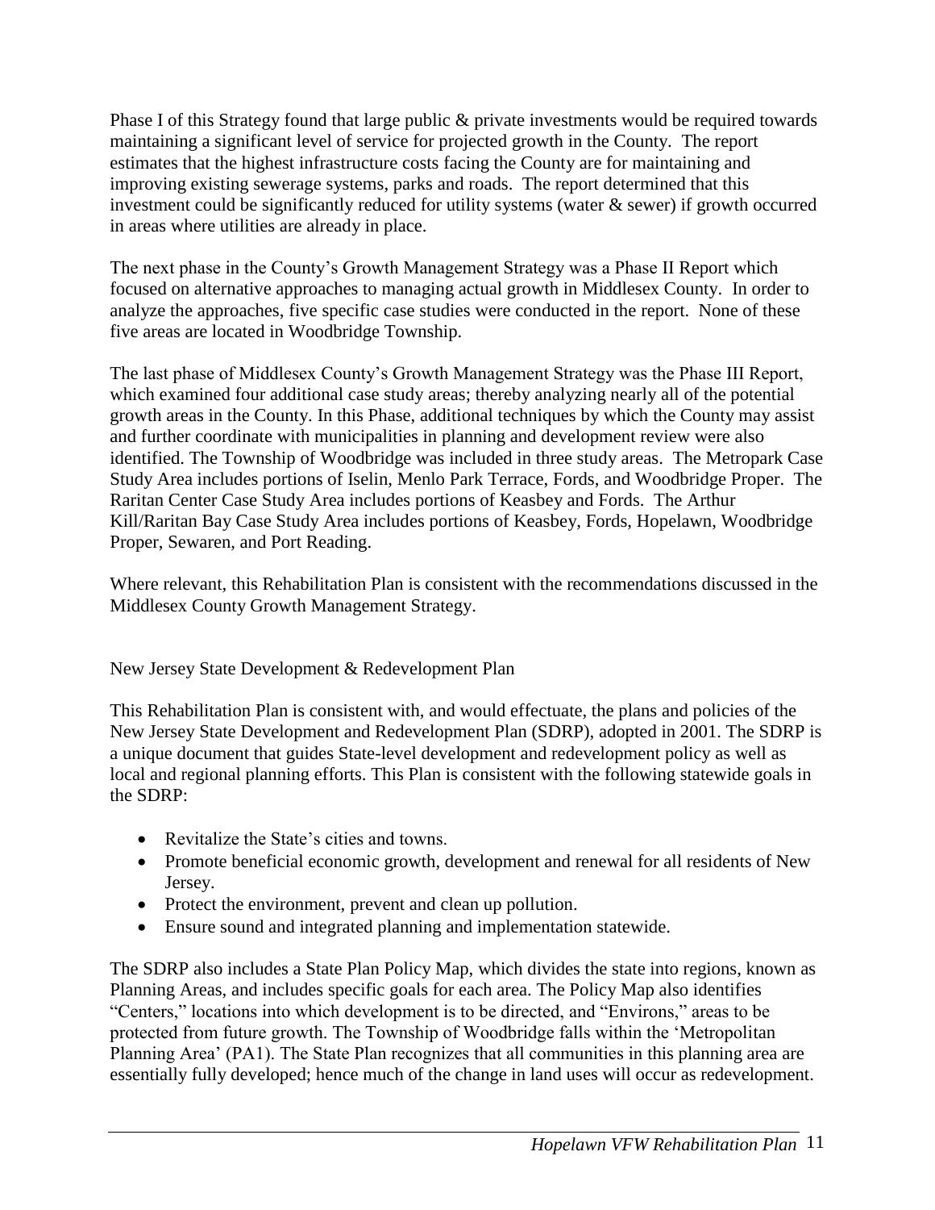Phase I of this Strategy found that large public & private investments would be required towards maintaining a significant level of service for projected growth in the County. The report estimates that the highest infrastructure costs facing the County are for maintaining and improving existing sewerage systems, parks and roads. The report determined that this investment could be significantly reduced for utility systems (water & sewer) if growth occurred in areas where utilities are already in place.

The next phase in the County's Growth Management Strategy was a Phase II Report which focused on alternative approaches to managing actual growth in Middlesex County. In order to analyze the approaches, five specific case studies were conducted in the report. None of these five areas are located in Woodbridge Township.

The last phase of Middlesex County's Growth Management Strategy was the Phase III Report, which examined four additional case study areas; thereby analyzing nearly all of the potential growth areas in the County. In this Phase, additional techniques by which the County may assist and further coordinate with municipalities in planning and development review were also identified. The Township of Woodbridge was included in three study areas. The Metropark Case Study Area includes portions of Iselin, Menlo Park Terrace, Fords, and Woodbridge Proper. The Raritan Center Case Study Area includes portions of Keasbey and Fords. The Arthur Kill/Raritan Bay Case Study Area includes portions of Keasbey, Fords, Hopelawn, Woodbridge Proper, Sewaren, and Port Reading.

Where relevant, this Rehabilitation Plan is consistent with the recommendations discussed in the Middlesex County Growth Management Strategy.

New Jersey State Development & Redevelopment Plan

This Rehabilitation Plan is consistent with, and would effectuate, the plans and policies of the New Jersey State Development and Redevelopment Plan (SDRP), adopted in 2001. The SDRP is a unique document that guides State-level development and redevelopment policy as well as local and regional planning efforts. This Plan is consistent with the following statewide goals in the SDRP:

- Revitalize the State's cities and towns.
- Promote beneficial economic growth, development and renewal for all residents of New Jersey.
- Protect the environment, prevent and clean up pollution.
- Ensure sound and integrated planning and implementation statewide.

The SDRP also includes a State Plan Policy Map, which divides the state into regions, known as Planning Areas, and includes specific goals for each area. The Policy Map also identifies "Centers," locations into which development is to be directed, and "Environs," areas to be protected from future growth. The Township of Woodbridge falls within the 'Metropolitan Planning Area' (PA1). The State Plan recognizes that all communities in this planning area are essentially fully developed; hence much of the change in land uses will occur as redevelopment.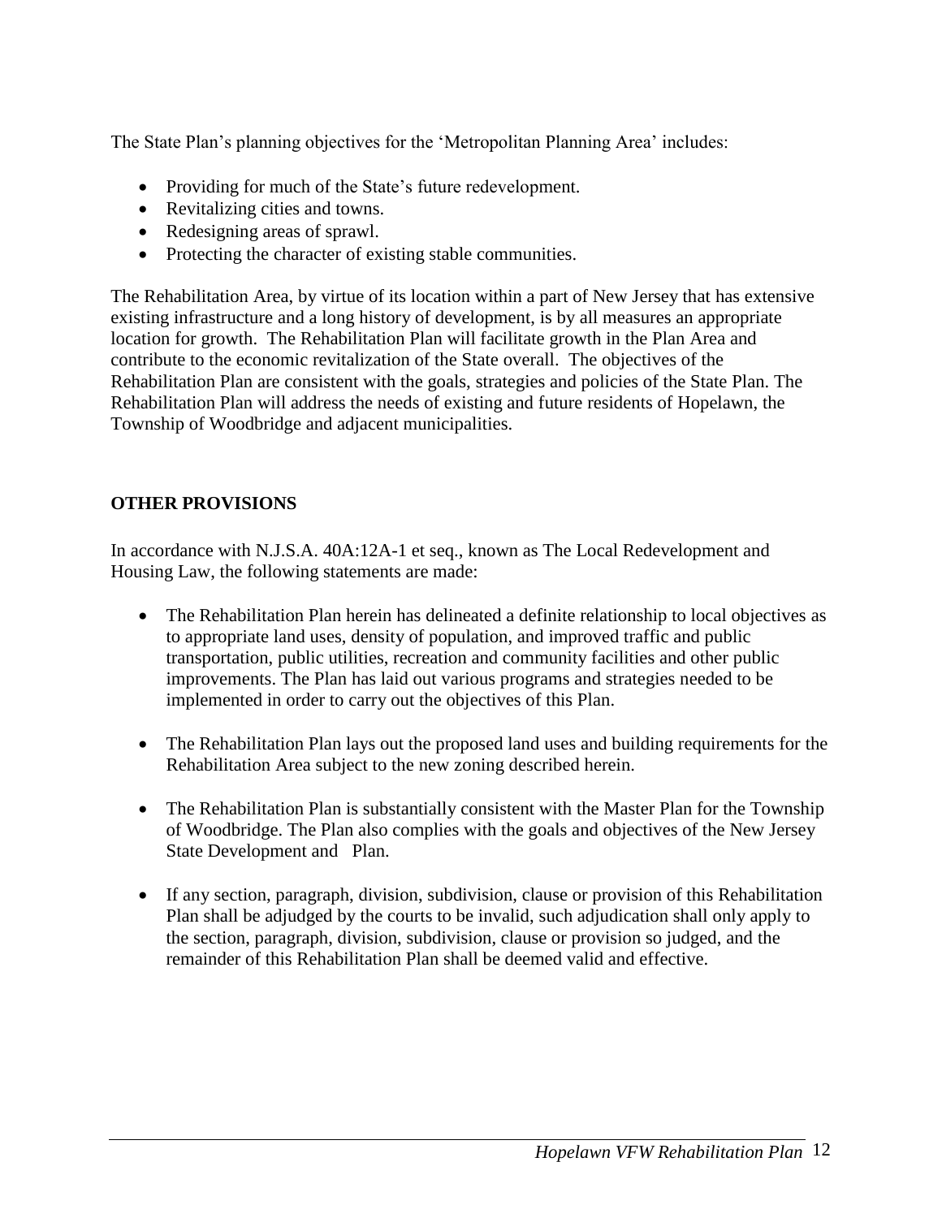The State Plan's planning objectives for the 'Metropolitan Planning Area' includes:

- Providing for much of the State's future redevelopment.
- Revitalizing cities and towns.
- Redesigning areas of sprawl.
- Protecting the character of existing stable communities.

The Rehabilitation Area, by virtue of its location within a part of New Jersey that has extensive existing infrastructure and a long history of development, is by all measures an appropriate location for growth. The Rehabilitation Plan will facilitate growth in the Plan Area and contribute to the economic revitalization of the State overall. The objectives of the Rehabilitation Plan are consistent with the goals, strategies and policies of the State Plan. The Rehabilitation Plan will address the needs of existing and future residents of Hopelawn, the Township of Woodbridge and adjacent municipalities.

## OTHER PROVISIONS

In accordance with N.J.S.A. 40A:12A-1 et seq., known as The Local Redevelopment and Housing Law, the following statements are made:

- The Rehabilitation Plan herein has delineated a definite relationship to local objectives as to appropriate land uses, density of population, and improved traffic and public transportation, public utilities, recreation and community facilities and other public improvements. The Plan has laid out various programs and strategies needed to be implemented in order to carry out the objectives of this Plan.

- The Rehabilitation Plan lays out the proposed land uses and building requirements for the Rehabilitation Area subject to the new zoning described herein.

- The Rehabilitation Plan is substantially consistent with the Master Plan for the Township of Woodbridge. The Plan also complies with the goals and objectives of the New Jersey State Development and Plan.

- If any section, paragraph, division, subdivision, clause or provision of this Rehabilitation Plan shall be adjudged by the courts to be invalid, such adjudication shall only apply to the section, paragraph, division, subdivision, clause or provision so judged, and the remainder of this Rehabilitation Plan shall be deemed valid and effective.